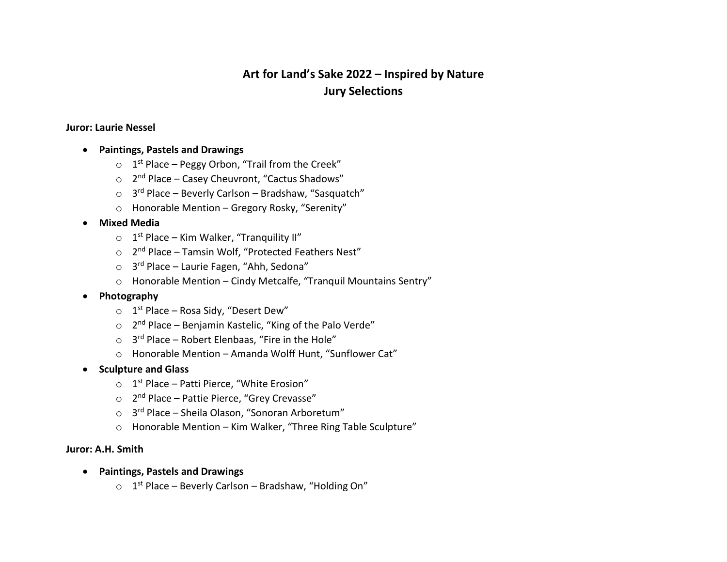# Art for Land's Sake 2022 – Inspired by Nature
## Jury Selections

**Juror: Laurie Nessel**

- **Paintings, Pastels and Drawings**
  - 1st Place – Peggy Orbon, "Trail from the Creek"
  - 2nd Place – Casey Cheuvront, "Cactus Shadows"
  - 3rd Place – Beverly Carlson – Bradshaw, "Sasquatch"
  - Honorable Mention – Gregory Rosky, "Serenity"
- **Mixed Media**
  - 1st Place – Kim Walker, "Tranquility II"
  - 2nd Place – Tamsin Wolf, "Protected Feathers Nest"
  - 3rd Place – Laurie Fagen, "Ahh, Sedona"
  - Honorable Mention – Cindy Metcalfe, "Tranquil Mountains Sentry"
- **Photography**
  - 1st Place – Rosa Sidy, "Desert Dew"
  - 2nd Place – Benjamin Kastelic, "King of the Palo Verde"
  - 3rd Place – Robert Elenbaas, "Fire in the Hole"
  - Honorable Mention – Amanda Wolff Hunt, "Sunflower Cat"
- **Sculpture and Glass**
  - 1st Place – Patti Pierce, "White Erosion"
  - 2nd Place – Pattie Pierce, "Grey Crevasse"
  - 3rd Place – Sheila Olason, "Sonoran Arboretum"
  - Honorable Mention – Kim Walker, "Three Ring Table Sculpture"

**Juror: A.H. Smith**

- **Paintings, Pastels and Drawings**
  - 1st Place – Beverly Carlson – Bradshaw, "Holding On"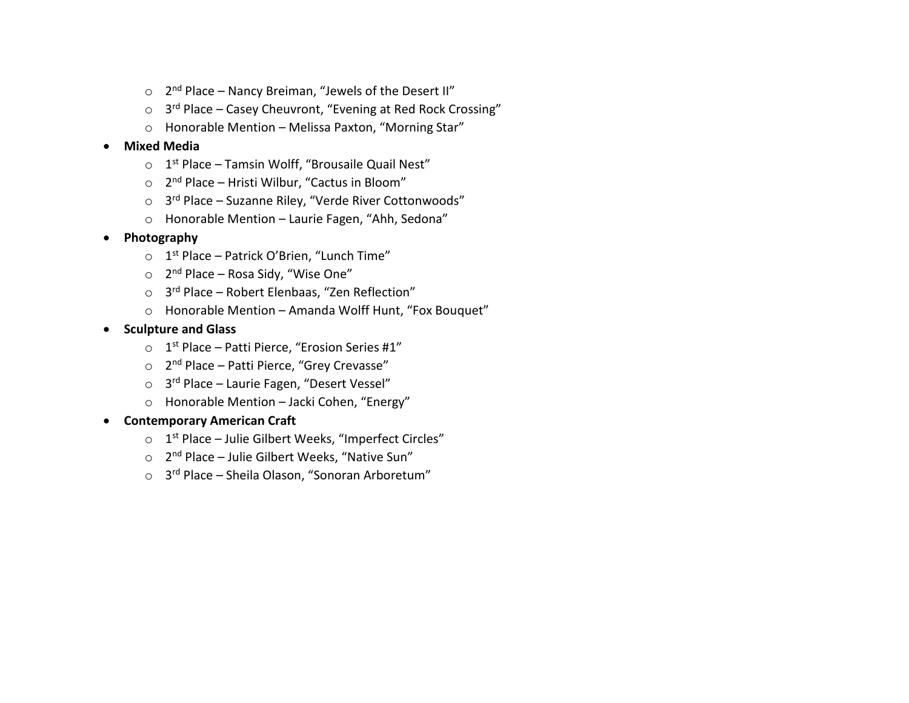- 2nd Place – Nancy Breiman, "Jewels of the Desert II"
  - 3rd Place – Casey Cheuvront, "Evening at Red Rock Crossing"
  - Honorable Mention – Melissa Paxton, "Morning Star"
- **Mixed Media**
  - 1st Place – Tamsin Wolff, "Brousaile Quail Nest"
  - 2nd Place – Hristi Wilbur, "Cactus in Bloom"
  - 3rd Place – Suzanne Riley, "Verde River Cottonwoods"
  - Honorable Mention – Laurie Fagen, "Ahh, Sedona"
- **Photography**
  - 1st Place – Patrick O'Brien, "Lunch Time"
  - 2nd Place – Rosa Sidy, "Wise One"
  - 3rd Place – Robert Elenbaas, "Zen Reflection"
  - Honorable Mention – Amanda Wolff Hunt, "Fox Bouquet"
- **Sculpture and Glass**
  - 1st Place – Patti Pierce, "Erosion Series #1"
  - 2nd Place – Patti Pierce, "Grey Crevasse"
  - 3rd Place – Laurie Fagen, "Desert Vessel"
  - Honorable Mention – Jacki Cohen, "Energy"
- **Contemporary American Craft**
  - 1st Place – Julie Gilbert Weeks, "Imperfect Circles"
  - 2nd Place – Julie Gilbert Weeks, "Native Sun"
  - 3rd Place – Sheila Olason, "Sonoran Arboretum"